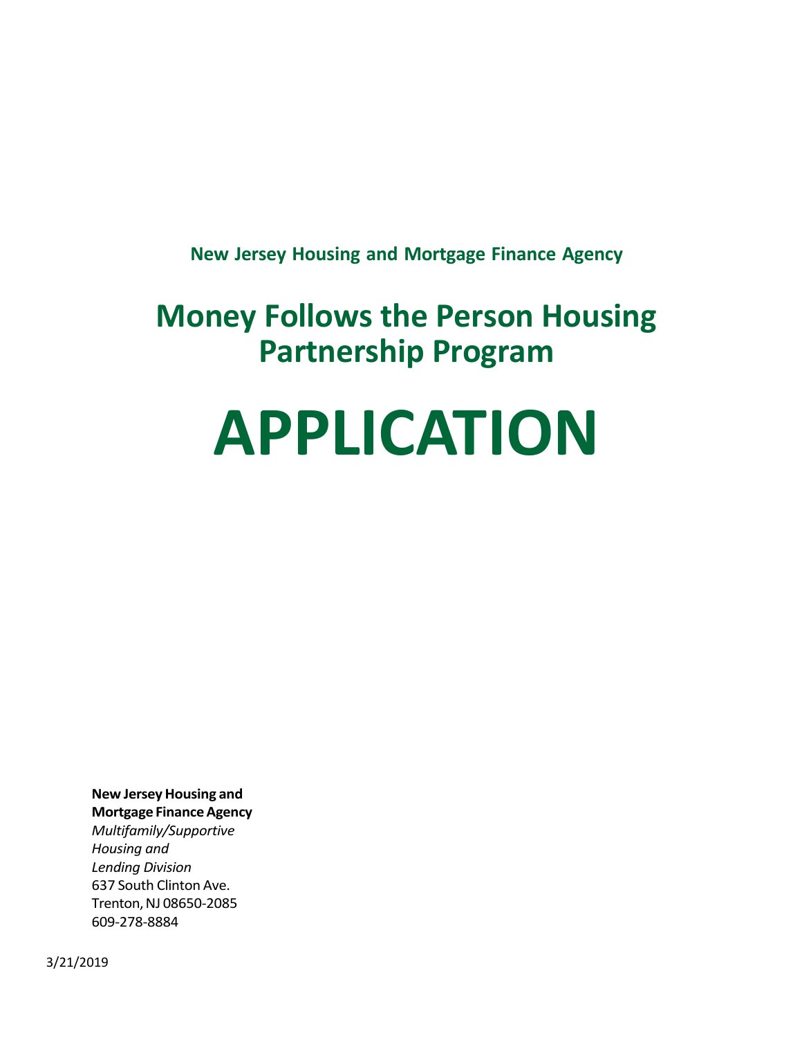**New Jersey Housing and Mortgage Finance Agency**

# Money Follows the Person Housing Partnership Program

# APPLICATION

**New Jersey Housing and Mortgage Finance Agency**
*Multifamily/Supportive Housing and Lending Division*
637 South Clinton Ave.
Trenton, NJ 08650-2085
609-278-8884

3/21/2019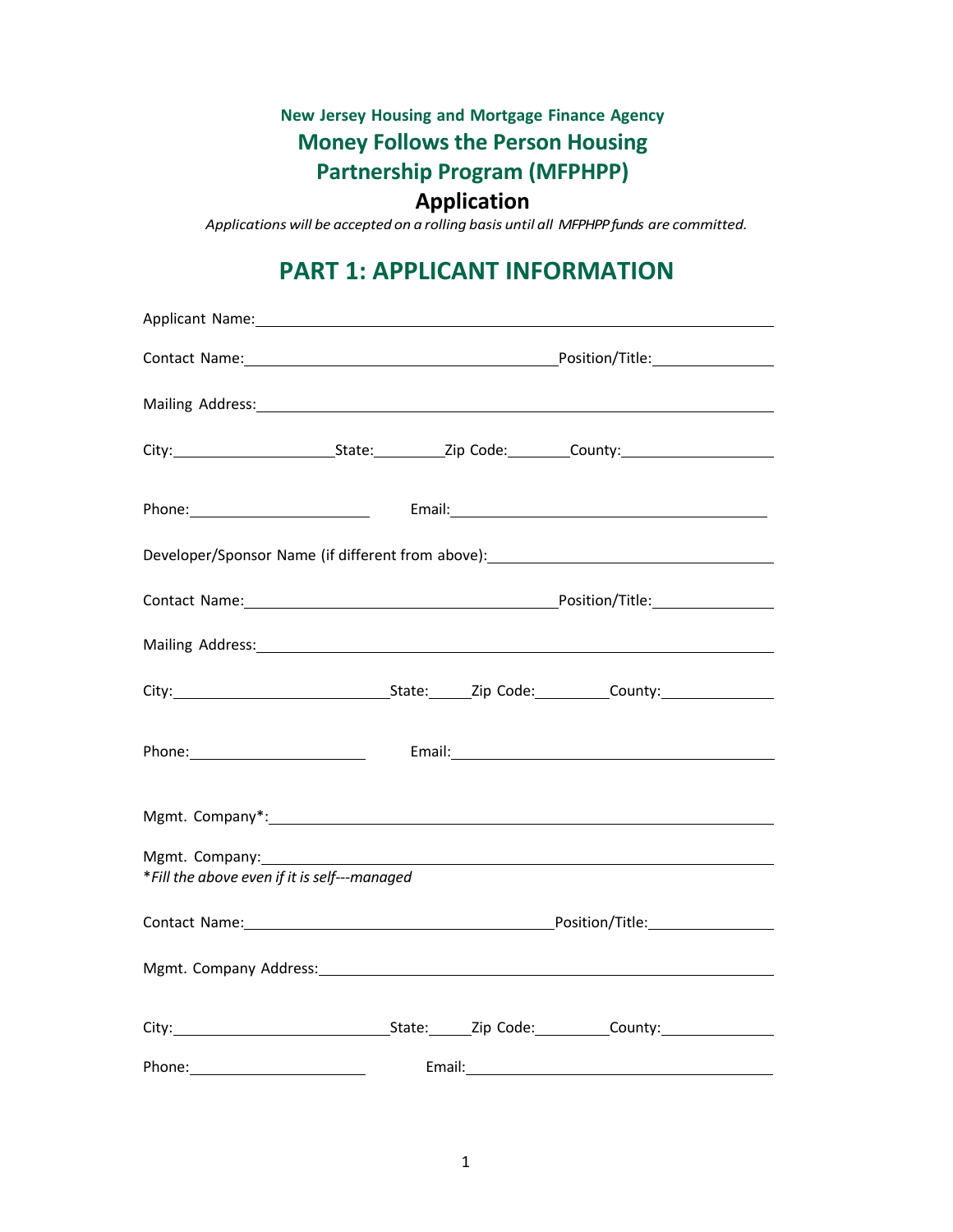**New Jersey Housing and Mortgage Finance Agency**

## Money Follows the Person Housing Partnership Program (MFPHPP)

### Application

*Applications will be accepted on a rolling basis until all MFPHPP funds are committed.*

# PART 1: APPLICANT INFORMATION

Applicant Name: ______________________________________________

Contact Name: ______________________________ Position/Title: ______________

Mailing Address: ______________________________________________

City: ________________ State: ________ Zip Code: ________ County: ________________

Phone: ____________________ Email: ______________________________

Developer/Sponsor Name (if different from above): ______________________________

Contact Name: ______________________________ Position/Title: ______________

Mailing Address: ______________________________________________

City: ________________ State: ______ Zip Code: ________ County: ______________

Phone: ____________________ Email: ______________________________

Mgmt. Company*: ______________________________________________

Mgmt. Company: ______________________________________________
*\*Fill the above even if it is self---managed*

Contact Name: ______________________________ Position/Title: ______________

Mgmt. Company Address: ______________________________________________

City: ________________ State: ______ Zip Code: ________ County: ______________

Phone: ____________________ Email: ______________________________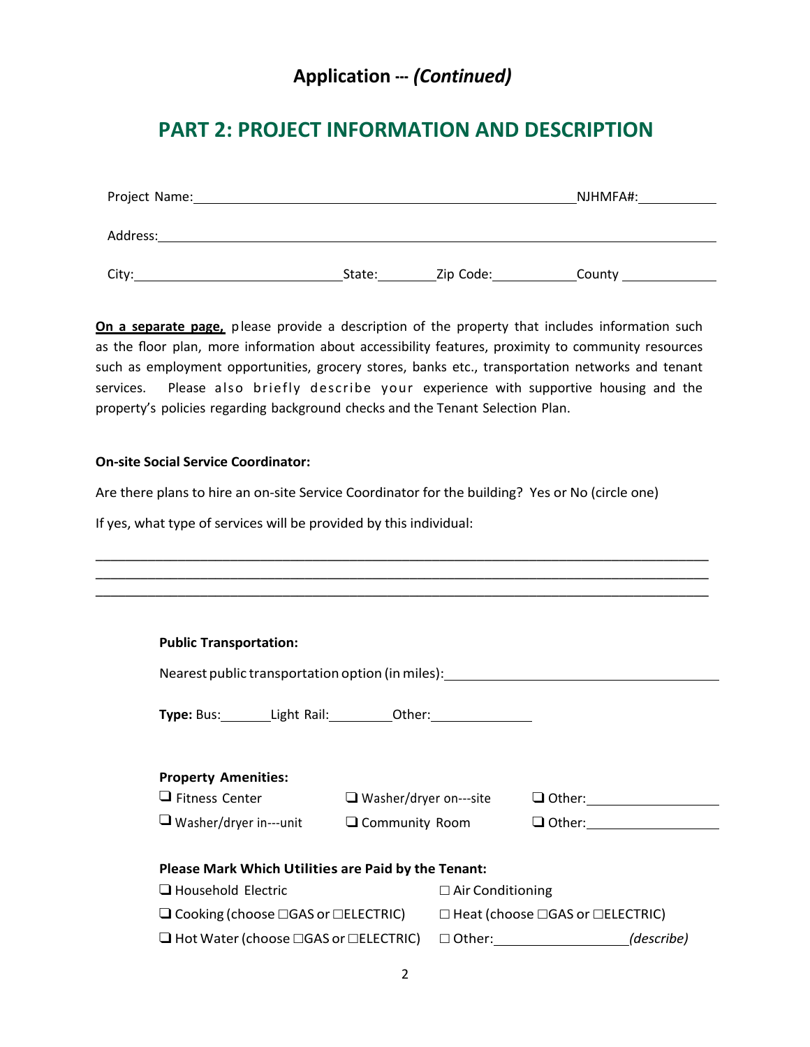## Application --- *(Continued)*

# PART 2: PROJECT INFORMATION AND DESCRIPTION

Project Name:\_\_\_\_\_\_\_\_\_\_\_\_\_\_\_\_\_\_\_\_\_\_\_\_\_\_\_\_\_\_\_\_\_\_\_\_\_\_\_\_\_\_\_\_ NJHMFA#:\_\_\_\_\_\_\_\_\_\_

Address:\_\_\_\_\_\_\_\_\_\_\_\_\_\_\_\_\_\_\_\_\_\_\_\_\_\_\_\_\_\_\_\_\_\_\_\_\_\_\_\_\_\_\_\_\_\_\_\_\_\_\_\_\_\_\_\_\_\_\_\_

City:\_\_\_\_\_\_\_\_\_\_\_\_\_\_\_\_\_\_\_\_\_\_\_\_ State:\_\_\_\_\_\_\_ Zip Code:\_\_\_\_\_\_\_\_\_\_ County \_\_\_\_\_\_\_\_\_\_\_\_

**On a separate page,** please provide a description of the property that includes information such as the floor plan, more information about accessibility features, proximity to community resources such as employment opportunities, grocery stores, banks etc., transportation networks and tenant services. Please also briefly describe your experience with supportive housing and the property's policies regarding background checks and the Tenant Selection Plan.

**On-site Social Service Coordinator:**

Are there plans to hire an on-site Service Coordinator for the building? Yes or No (circle one)

If yes, what type of services will be provided by this individual:

\_\_\_\_\_\_\_\_\_\_\_\_\_\_\_\_\_\_\_\_\_\_\_\_\_\_\_\_\_\_\_\_\_\_\_\_\_\_\_\_\_\_\_\_\_\_\_\_\_\_\_\_\_\_\_\_\_\_\_\_\_\_\_\_\_\_\_\_\_\_\_\_\_\_\_\_
\_\_\_\_\_\_\_\_\_\_\_\_\_\_\_\_\_\_\_\_\_\_\_\_\_\_\_\_\_\_\_\_\_\_\_\_\_\_\_\_\_\_\_\_\_\_\_\_\_\_\_\_\_\_\_\_\_\_\_\_\_\_\_\_\_\_\_\_\_\_\_\_\_\_\_\_
\_\_\_\_\_\_\_\_\_\_\_\_\_\_\_\_\_\_\_\_\_\_\_\_\_\_\_\_\_\_\_\_\_\_\_\_\_\_\_\_\_\_\_\_\_\_\_\_\_\_\_\_\_\_\_\_\_\_\_\_\_\_\_\_\_\_\_\_\_\_\_\_\_\_\_\_

**Public Transportation:**

Nearest public transportation option (in miles):\_\_\_\_\_\_\_\_\_\_\_\_\_\_\_\_\_\_\_\_\_\_\_\_\_\_\_\_\_\_

**Type:** Bus:\_\_\_\_\_\_ Light Rail:\_\_\_\_\_\_\_\_ Other:\_\_\_\_\_\_\_\_\_\_\_\_

**Property Amenities:**

❑ Fitness Center ❑ Washer/dryer on---site ❑ Other:\_\_\_\_\_\_\_\_\_\_\_\_\_\_\_\_

❑ Washer/dryer in---unit ❑ Community Room ❑ Other:\_\_\_\_\_\_\_\_\_\_\_\_\_\_\_\_

**Please Mark Which Utilities are Paid by the Tenant:**

❑ Household Electric ☐ Air Conditioning

❑ Cooking (choose ☐GAS or ☐ELECTRIC) ☐ Heat (choose ☐GAS or ☐ELECTRIC)

❑ Hot Water (choose ☐GAS or ☐ELECTRIC) ☐ Other:\_\_\_\_\_\_\_\_\_\_\_\_\_\_\_\_ *(describe)*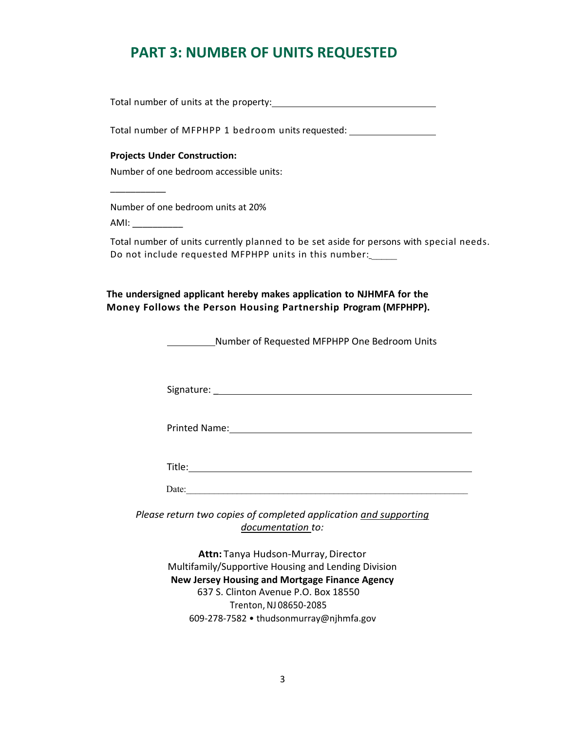## PART 3: NUMBER OF UNITS REQUESTED

Total number of units at the property: ________________________________

Total number of MFPHPP 1 bedroom units requested: ________________

**Projects Under Construction:**

Number of one bedroom accessible units:

___________

Number of one bedroom units at 20% AMI: __________

Total number of units currently planned to be set aside for persons with special needs. Do not include requested MFPHPP units in this number: _____

**The undersigned applicant hereby makes application to NJHMFA for the Money Follows the Person Housing Partnership Program (MFPHPP).**

_________ Number of Requested MFPHPP One Bedroom Units

Signature: ________________________________________________

Printed Name: ________________________________________________

Title: ________________________________________________

Date: ________________________________________________

*Please return two copies of completed application and supporting documentation to:*

**Attn:** Tanya Hudson-Murray, Director
Multifamily/Supportive Housing and Lending Division
**New Jersey Housing and Mortgage Finance Agency**
637 S. Clinton Avenue P.O. Box 18550
Trenton, NJ 08650-2085
609-278-7582 • thudsonmurray@njhmfa.gov